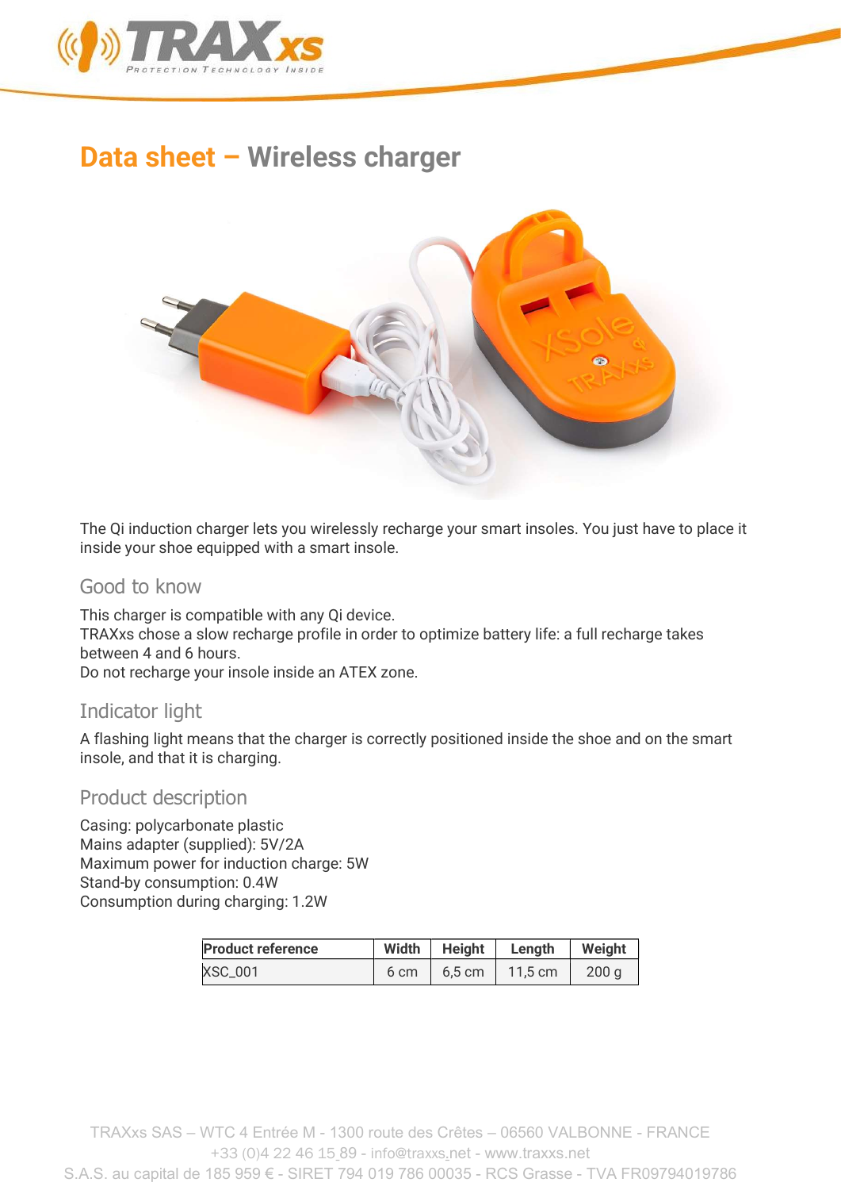# Data sheet – Wireless charger

The Qi induction charger lets you wirelessly recharge your smart insoles. You just have to place it inside your shoe equipped with a smart insole.

## Good to know

This charger is compatible with any Qi device.
TRAXxs chose a slow recharge profile in order to optimize battery life: a full recharge takes between 4 and 6 hours.
Do not recharge your insole inside an ATEX zone.

## Indicator light

A flashing light means that the charger is correctly positioned inside the shoe and on the smart insole, and that it is charging.

## Product description

Casing: polycarbonate plastic
Mains adapter (supplied): 5V/2A
Maximum power for induction charge: 5W
Stand-by consumption: 0.4W
Consumption during charging: 1.2W

| Product reference | Width | Height | Length | Weight |
|---|---|---|---|---|
| XSC_001 | 6 cm | 6,5 cm | 11,5 cm | 200 g |

TRAXxs SAS – WTC 4 Entrée M - 1300 route des Crêtes – 06560 VALBONNE - FRANCE
+33 (0)4 22 46 15 89 - info@traxxs.net - www.traxxs.net
S.A.S. au capital de 185 959 € - SIRET 794 019 786 00035 - RCS Grasse - TVA FR09794019786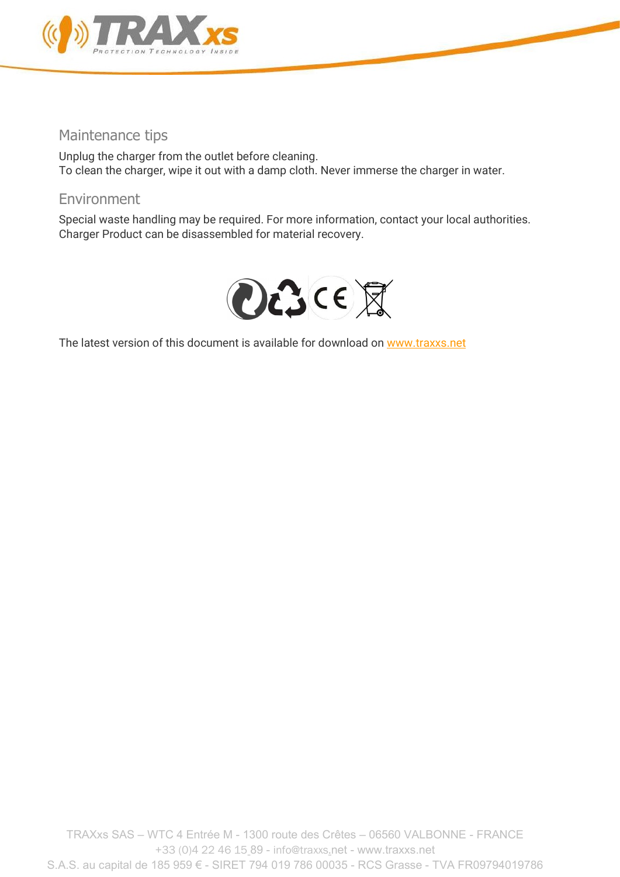## Maintenance tips

Unplug the charger from the outlet before cleaning.
To clean the charger, wipe it out with a damp cloth. Never immerse the charger in water.

## Environment

Special waste handling may be required. For more information, contact your local authorities.
Charger Product can be disassembled for material recovery.

The latest version of this document is available for download on www.traxxs.net

TRAXxs SAS – WTC 4 Entrée M - 1300 route des Crêtes – 06560 VALBONNE - FRANCE
+33 (0)4 22 46 15 89 - info@traxxs.net - www.traxxs.net
S.A.S. au capital de 185 959 € - SIRET 794 019 786 00035 - RCS Grasse - TVA FR09794019786